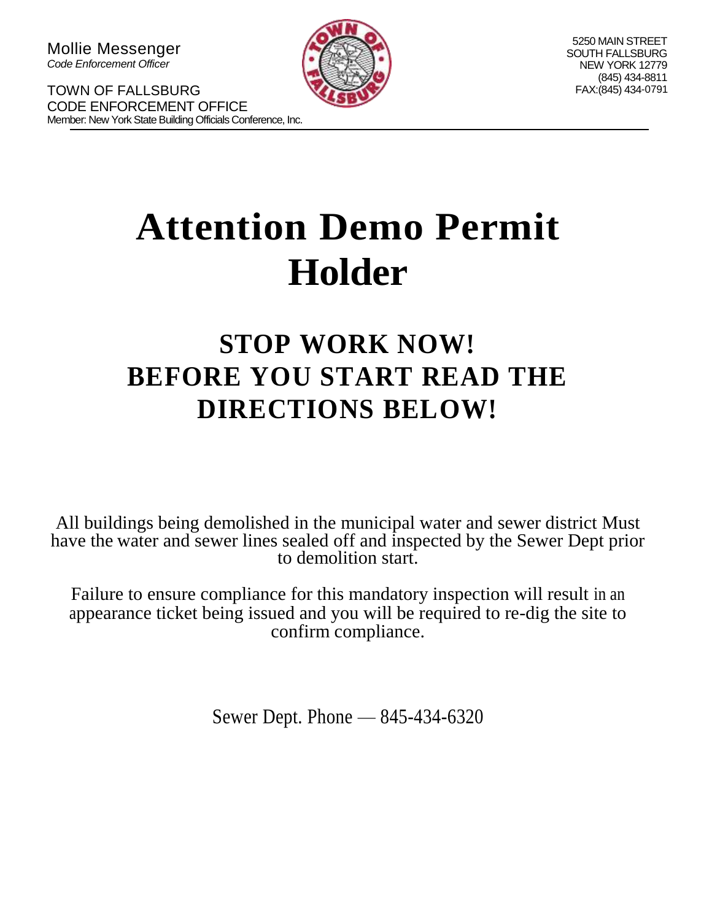Mollie Messenger
*Code Enforcement Officer*

TOWN OF FALLSBURG
CODE ENFORCEMENT OFFICE
Member: New York State Building Officials Conference, Inc.

5250 MAIN STREET
SOUTH FALLSBURG
NEW YORK 12779
(845) 434-8811
FAX:(845) 434-0791

# Attention Demo Permit Holder

## STOP WORK NOW! BEFORE YOU START READ THE DIRECTIONS BELOW!

All buildings being demolished in the municipal water and sewer district Must have the water and sewer lines sealed off and inspected by the Sewer Dept prior to demolition start.

Failure to ensure compliance for this mandatory inspection will result in an appearance ticket being issued and you will be required to re-dig the site to confirm compliance.

Sewer Dept. Phone — 845-434-6320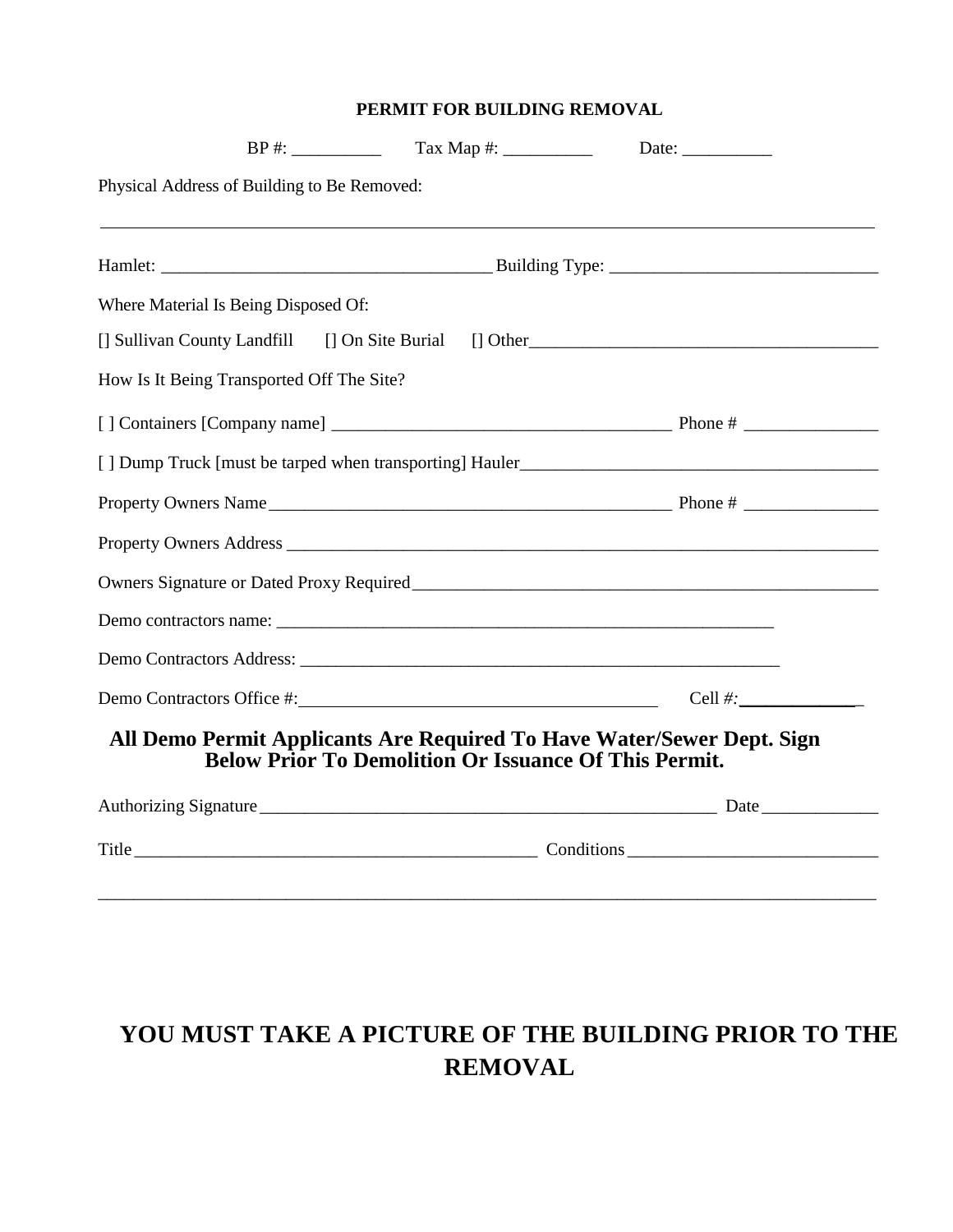**PERMIT FOR BUILDING REMOVAL**

BP #: __________ Tax Map #: __________ Date: __________

Physical Address of Building to Be Removed:

______________________________________________________________________________

Hamlet: ____________________________________ Building Type: ______________________________

Where Material Is Being Disposed Of:

[] Sullivan County Landfill [] On Site Burial [] Other________________________________________

How Is It Being Transported Off The Site?

[ ] Containers [Company name] ______________________________________ Phone # _______________

[ ] Dump Truck [must be tarped when transporting] Hauler________________________________________

Property Owners Name_____________________________________________ Phone # _______________

Property Owners Address ______________________________________________________________________

Owners Signature or Dated Proxy Required_______________________________________________________

Demo contractors name: _________________________________________________________

Demo Contractors Address: _______________________________________________________

Demo Contractors Office #:________________________________________ Cell #:______________

**All Demo Permit Applicants Are Required To Have Water/Sewer Dept. Sign Below Prior To Demolition Or Issuance Of This Permit.**

Authorizing Signature____________________________________________________ Date_____________

Title____________________________________________ Conditions____________________________

______________________________________________________________________________

**YOU MUST TAKE A PICTURE OF THE BUILDING PRIOR TO THE REMOVAL**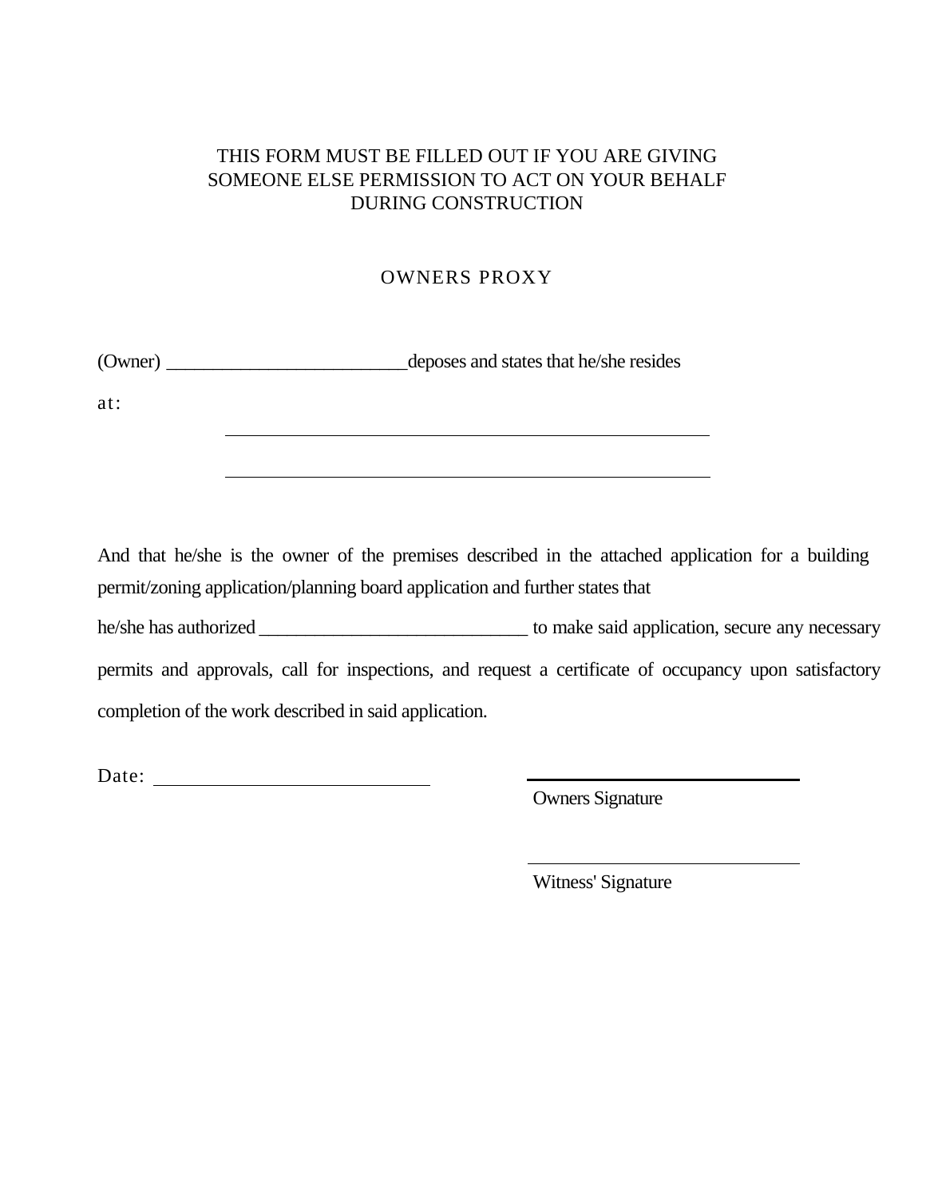THIS FORM MUST BE FILLED OUT IF YOU ARE GIVING SOMEONE ELSE PERMISSION TO ACT ON YOUR BEHALF DURING CONSTRUCTION

# OWNERS PROXY

(Owner) __________________________ deposes and states that he/she resides

at:

______________________________________________________

______________________________________________________

And that he/she is the owner of the premises described in the attached application for a building permit/zoning application/planning board application and further states that

he/she has authorized _____________________________ to make said application, secure any necessary permits and approvals, call for inspections, and request a certificate of occupancy upon satisfactory completion of the work described in said application.

Date: ____________________________

______________________________
Owners Signature

______________________________
Witness' Signature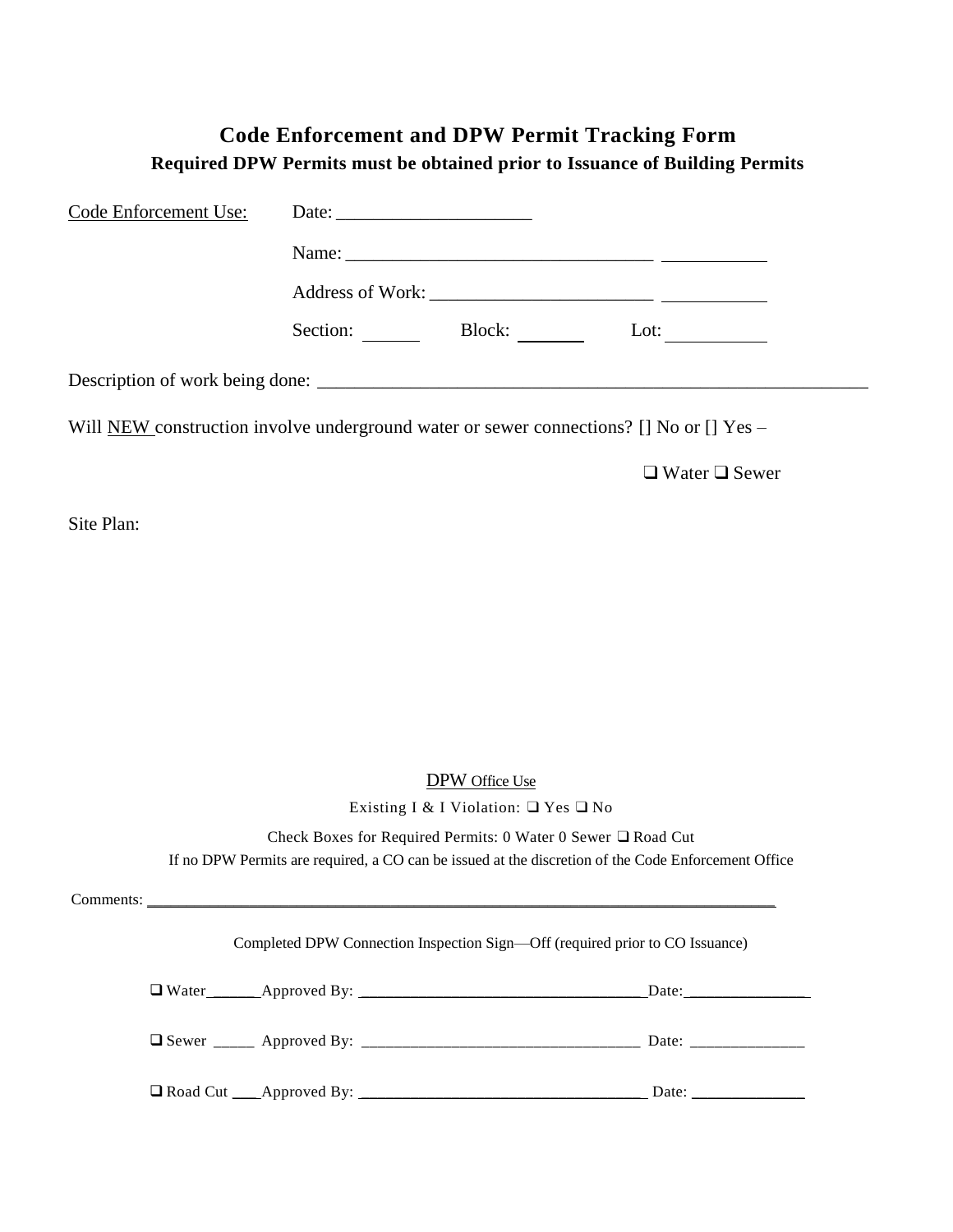# Code Enforcement and DPW Permit Tracking Form

**Required DPW Permits must be obtained prior to Issuance of Building Permits**

Code Enforcement Use: Date: ____________________

Name: ________________________________ __________

Address of Work: _______________________ __________

Section: ______ Block: _______ Lot: __________

Description of work being done: ___________________________________________________________

Will NEW construction involve underground water or sewer connections? [] No or [] Yes –

❑ Water ❑ Sewer

Site Plan:

DPW Office Use

Existing I & I Violation: ❑ Yes ❑ No

Check Boxes for Required Permits: 0 Water 0 Sewer ❑ Road Cut

If no DPW Permits are required, a CO can be issued at the discretion of the Code Enforcement Office

Comments: ___________________________________________________________________________

Completed DPW Connection Inspection Sign—Off (required prior to CO Issuance)

❑ Water ______Approved By: ___________________________________Date:_______________

❑ Sewer _____ Approved By: __________________________________ Date: ______________

❑ Road Cut ___Approved By: __________________________________ Date: ______________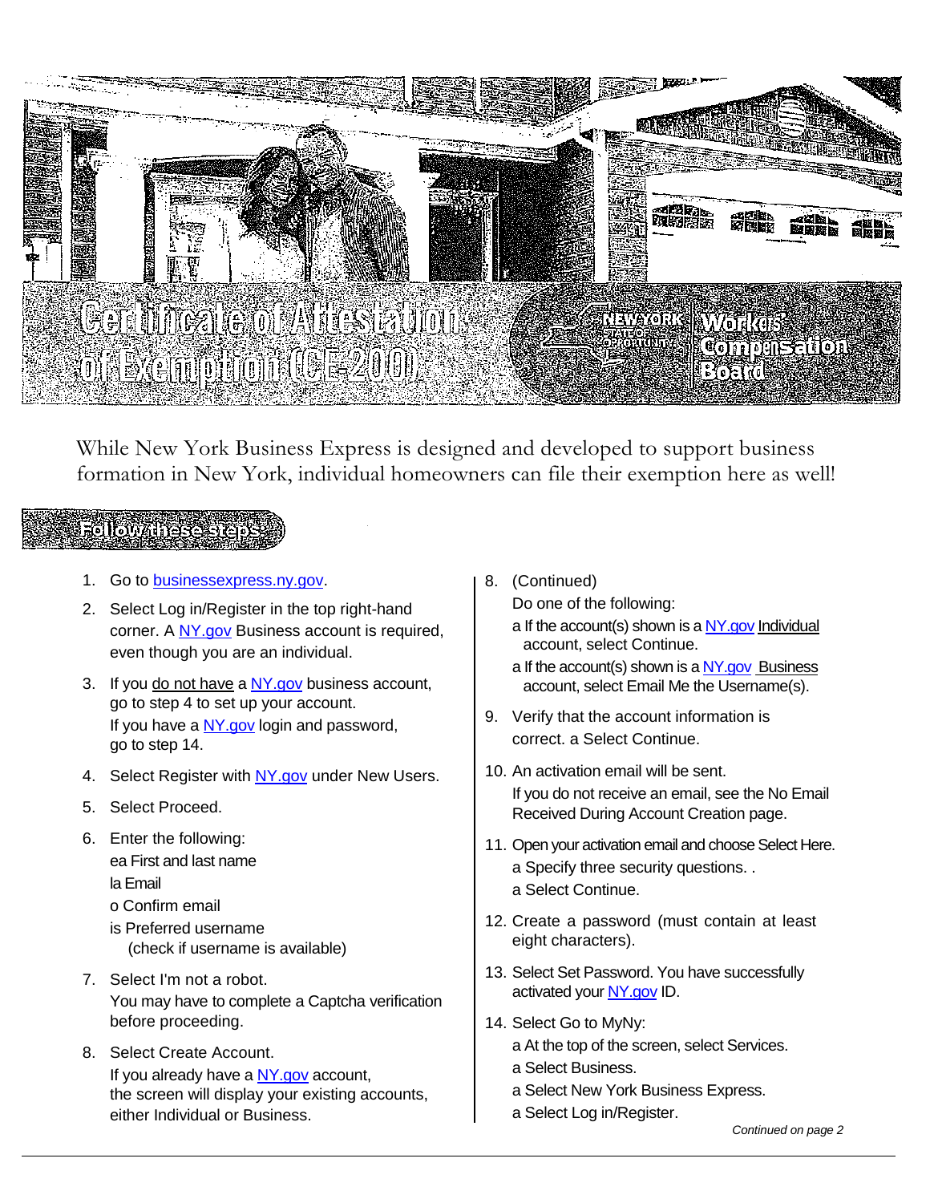# Certificate of Attestation of Exemption (CE-200)

NEW YORK STATE OF OPPORTUNITY | Workers' Compensation Board

While New York Business Express is designed and developed to support business formation in New York, individual homeowners can file their exemption here as well!

## Follow these steps:

1. Go to businessexpress.ny.gov.
2. Select Log in/Register in the top right-hand corner. A NY.gov Business account is required, even though you are an individual.
3. If you do not have a NY.gov business account, go to step 4 to set up your account.
   If you have a NY.gov login and password, go to step 14.
4. Select Register with NY.gov under New Users.
5. Select Proceed.
6. Enter the following:
   ea First and last name
   la Email
   o Confirm email
   is Preferred username
   (check if username is available)
7. Select I'm not a robot.
   You may have to complete a Captcha verification before proceeding.
8. Select Create Account.
   If you already have a NY.gov account, the screen will display your existing accounts, either Individual or Business.
8. (Continued)
   Do one of the following:
   a If the account(s) shown is a NY.gov Individual account, select Continue.
   a If the account(s) shown is a NY.gov Business account, select Email Me the Username(s).
9. Verify that the account information is correct. a Select Continue.
10. An activation email will be sent.
    If you do not receive an email, see the No Email Received During Account Creation page.
11. Open your activation email and choose Select Here.
    a Specify three security questions. .
    a Select Continue.
12. Create a password (must contain at least eight characters).
13. Select Set Password. You have successfully activated your NY.gov ID.
14. Select Go to MyNy:
    a At the top of the screen, select Services.
    a Select Business.
    a Select New York Business Express.
    a Select Log in/Register.

*Continued on page 2*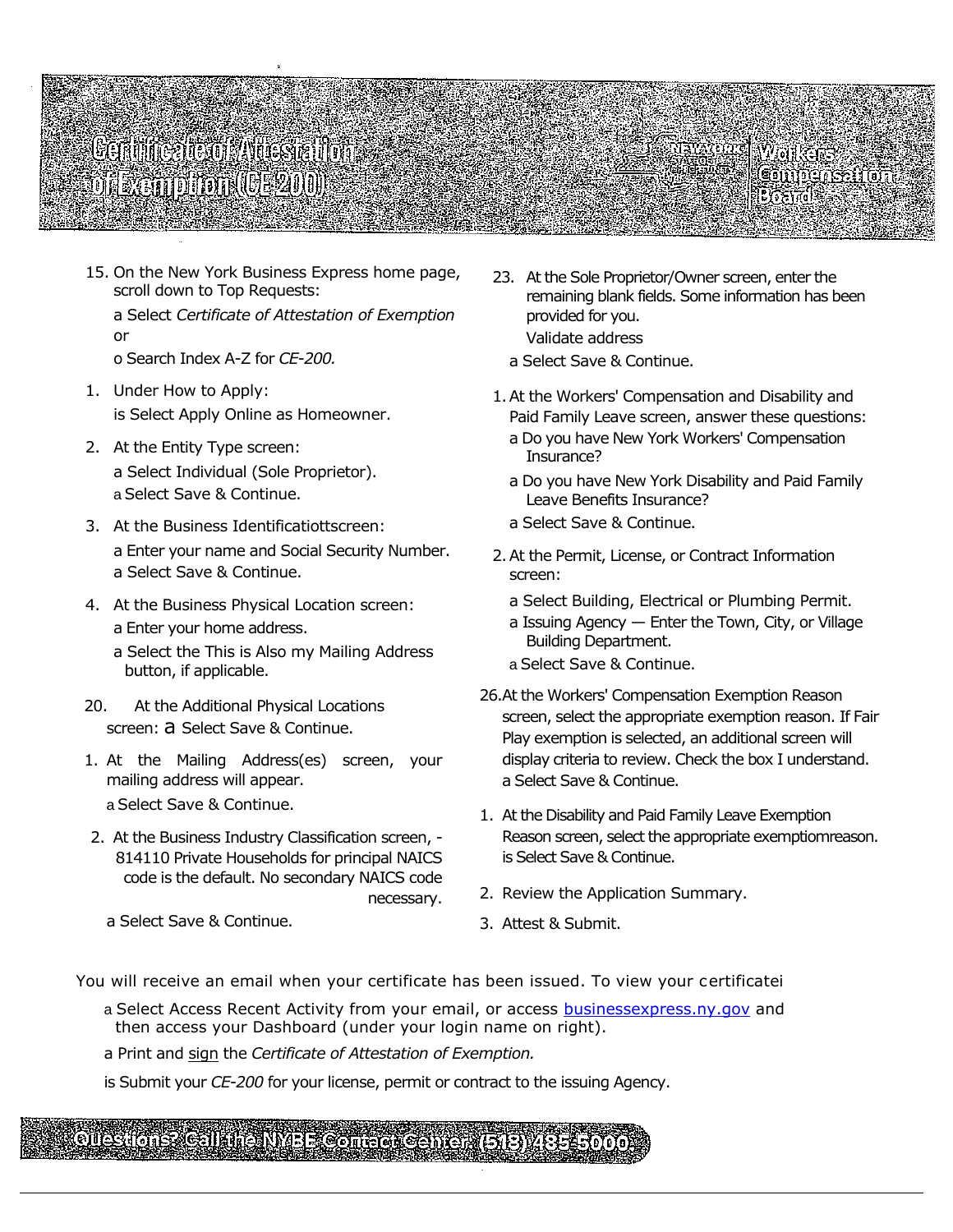# Certificate of Attestation of Exemption (CE-200)

New York State | Workers' Compensation Board

15. On the New York Business Express home page, scroll down to Top Requests:

    a Select *Certificate of Attestation of Exemption* or

    o Search Index A-Z for *CE-200.*

1. Under How to Apply:

   is Select Apply Online as Homeowner.

2. At the Entity Type screen:

   a Select Individual (Sole Proprietor).

   a Select Save & Continue.

3. At the Business Identificatiottscreen:

   a Enter your name and Social Security Number.

   a Select Save & Continue.

4. At the Business Physical Location screen:

   a Enter your home address.

   a Select the This is Also my Mailing Address button, if applicable.

20. At the Additional Physical Locations screen: a Select Save & Continue.

1. At the Mailing Address(es) screen, your mailing address will appear.

   a Select Save & Continue.

2. At the Business Industry Classification screen, - 814110 Private Households for principal NAICS code is the default. No secondary NAICS code necessary.

   a Select Save & Continue.

23. At the Sole Proprietor/Owner screen, enter the remaining blank fields. Some information has been provided for you.

    Validate address

    a Select Save & Continue.

1. At the Workers' Compensation and Disability and Paid Family Leave screen, answer these questions:

   a Do you have New York Workers' Compensation Insurance?

   a Do you have New York Disability and Paid Family Leave Benefits Insurance?

   a Select Save & Continue.

2. At the Permit, License, or Contract Information screen:

   a Select Building, Electrical or Plumbing Permit.

   a Issuing Agency — Enter the Town, City, or Village Building Department.

   a Select Save & Continue.

26. At the Workers' Compensation Exemption Reason screen, select the appropriate exemption reason. If Fair Play exemption is selected, an additional screen will display criteria to review. Check the box I understand.

    a Select Save & Continue.

1. At the Disability and Paid Family Leave Exemption Reason screen, select the appropriate exemptiomreason.

   is Select Save & Continue.

2. Review the Application Summary.

3. Attest & Submit.

You will receive an email when your certificate has been issued. To view your certificatei

a Select Access Recent Activity from your email, or access businessexpress.ny.gov and then access your Dashboard (under your login name on right).

a Print and sign the *Certificate of Attestation of Exemption.*

is Submit your *CE-200* for your license, permit or contract to the issuing Agency.

**Questions? Call the NYBE Contact Center (518) 485-5000**